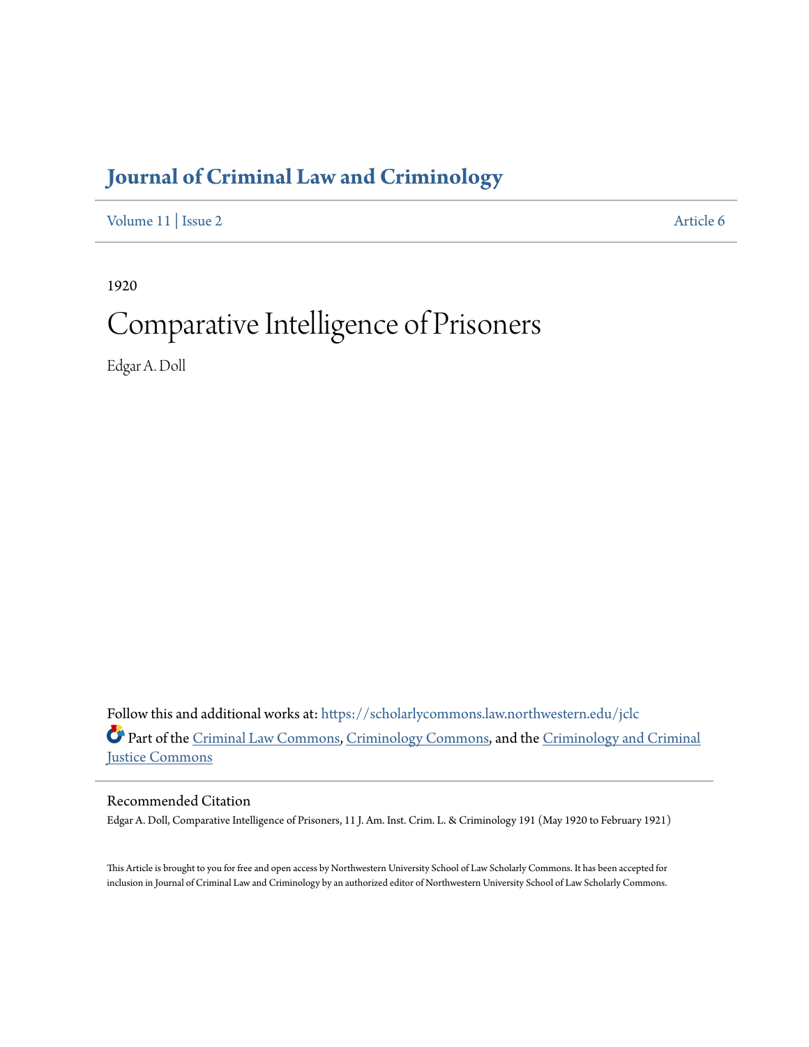# Journal of Criminal Law and Criminology

Volume 11 | Issue 2 Article 6

1920

# Comparative Intelligence of Prisoners

Edgar A. Doll

Follow this and additional works at: https://scholarlycommons.law.northwestern.edu/jclc

Part of the Criminal Law Commons, Criminology Commons, and the Criminology and Criminal Justice Commons

## Recommended Citation

Edgar A. Doll, Comparative Intelligence of Prisoners, 11 J. Am. Inst. Crim. L. & Criminology 191 (May 1920 to February 1921)

This Article is brought to you for free and open access by Northwestern University School of Law Scholarly Commons. It has been accepted for inclusion in Journal of Criminal Law and Criminology by an authorized editor of Northwestern University School of Law Scholarly Commons.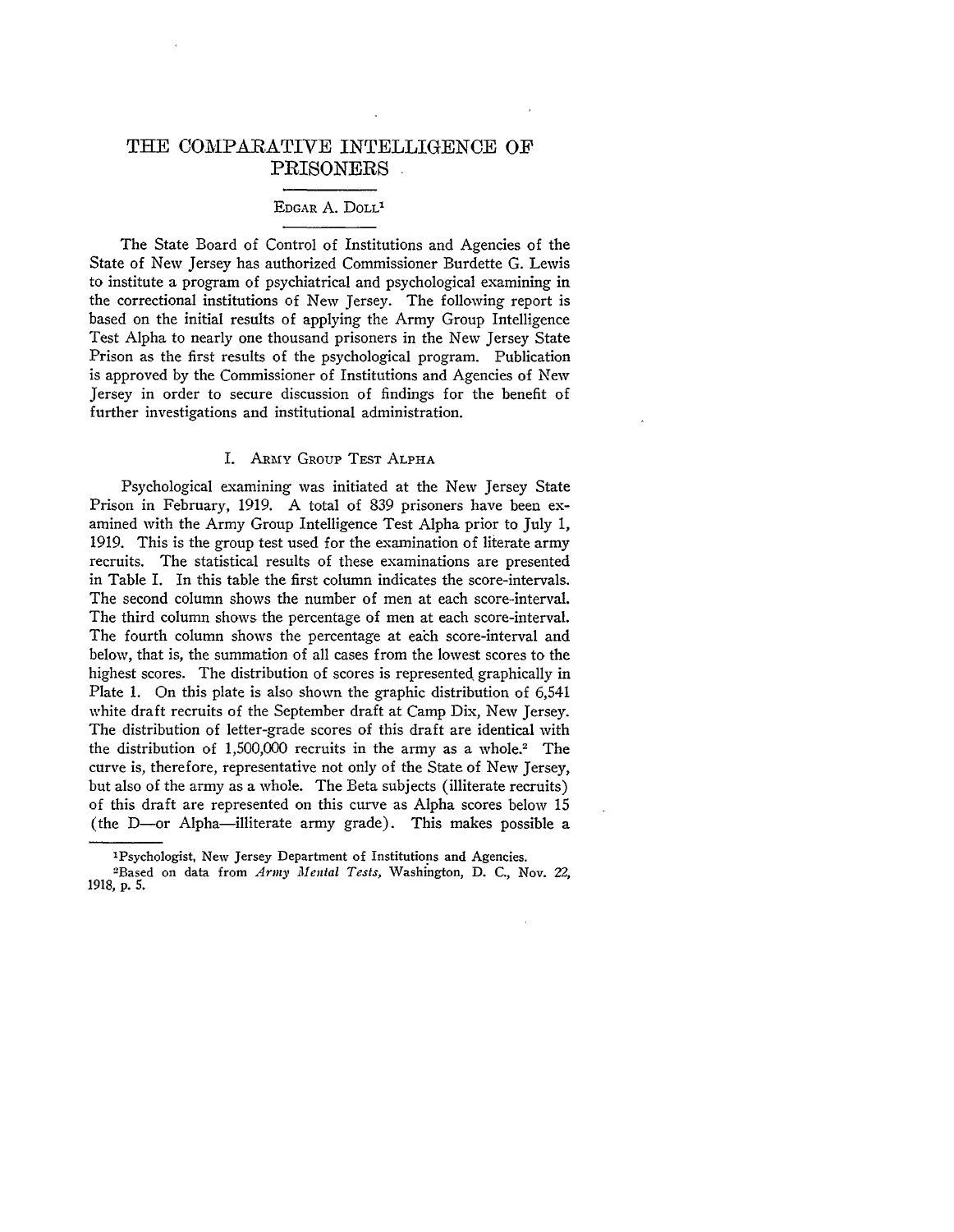# THE COMPARATIVE INTELLIGENCE OF PRISONERS

EDGAR A. DOLL[1]

The State Board of Control of Institutions and Agencies of the State of New Jersey has authorized Commissioner Burdette G. Lewis to institute a program of psychiatrical and psychological examining in the correctional institutions of New Jersey. The following report is based on the initial results of applying the Army Group Intelligence Test Alpha to nearly one thousand prisoners in the New Jersey State Prison as the first results of the psychological program. Publication is approved by the Commissioner of Institutions and Agencies of New Jersey in order to secure discussion of findings for the benefit of further investigations and institutional administration.

## I. ARMY GROUP TEST ALPHA

Psychological examining was initiated at the New Jersey State Prison in February, 1919. A total of 839 prisoners have been examined with the Army Group Intelligence Test Alpha prior to July 1, 1919. This is the group test used for the examination of literate army recruits. The statistical results of these examinations are presented in Table I. In this table the first column indicates the score-intervals. The second column shows the number of men at each score-interval. The third column shows the percentage of men at each score-interval. The fourth column shows the percentage at each score-interval and below, that is, the summation of all cases from the lowest scores to the highest scores. The distribution of scores is represented graphically in Plate 1. On this plate is also shown the graphic distribution of 6,541 white draft recruits of the September draft at Camp Dix, New Jersey. The distribution of letter-grade scores of this draft are identical with the distribution of 1,500,000 recruits in the army as a whole.[2] The curve is, therefore, representative not only of the State of New Jersey, but also of the army as a whole. The Beta subjects (illiterate recruits) of this draft are represented on this curve as Alpha scores below 15 (the D—or Alpha—illiterate army grade). This makes possible a

[1] Psychologist, New Jersey Department of Institutions and Agencies.

[2] Based on data from *Army Mental Tests*, Washington, D. C., Nov. 22, 1918, p. 5.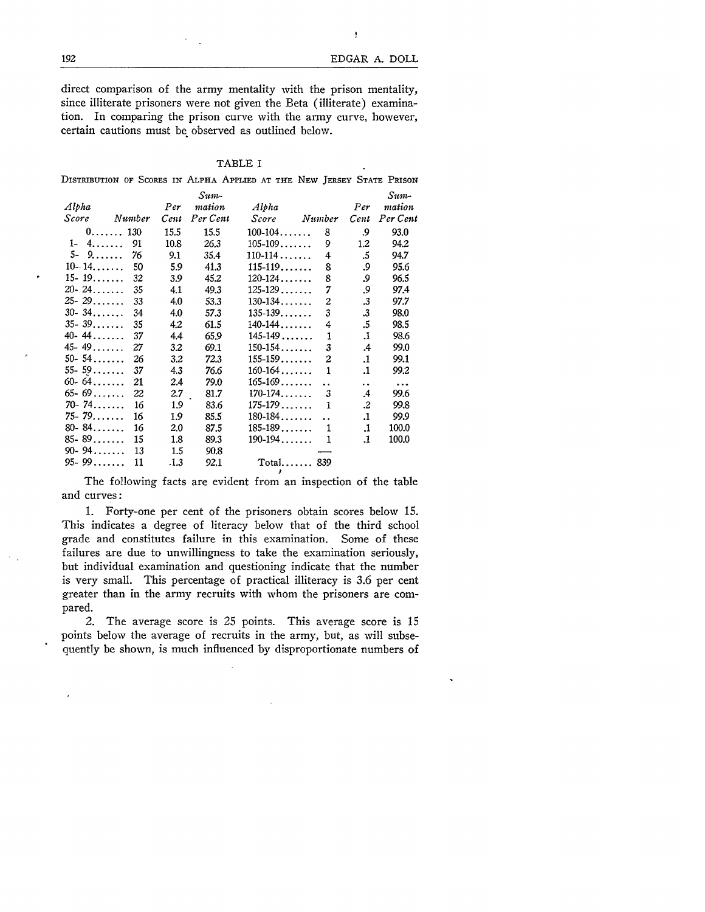direct comparison of the army mentality with the prison mentality, since illiterate prisoners were not given the Beta (illiterate) examination. In comparing the prison curve with the army curve, however, certain cautions must be observed as outlined below.

TABLE I

DISTRIBUTION OF SCORES IN ALPHA APPLIED AT THE NEW JERSEY STATE PRISON

| *Alpha Score* | *Number* | *Per Cent* | *Summation Per Cent* | *Alpha Score* | *Number* | *Per Cent* | *Summation Per Cent* |
|---|---|---|---|---|---|---|---|
| 0 | 130 | 15.5 | 15.5 | 100-104 | 8 | .9 | 93.0 |
| 1- 4 | 91 | 10.8 | 26.3 | 105-109 | 9 | 1.2 | 94.2 |
| 5- 9 | 76 | 9.1 | 35.4 | 110-114 | 4 | .5 | 94.7 |
| 10- 14 | 50 | 5.9 | 41.3 | 115-119 | 8 | .9 | 95.6 |
| 15- 19 | 32 | 3.9 | 45.2 | 120-124 | 8 | .9 | 96.5 |
| 20- 24 | 35 | 4.1 | 49.3 | 125-129 | 7 | .9 | 97.4 |
| 25- 29 | 33 | 4.0 | 53.3 | 130-134 | 2 | .3 | 97.7 |
| 30- 34 | 34 | 4.0 | 57.3 | 135-139 | 3 | .3 | 98.0 |
| 35- 39 | 35 | 4.2 | 61.5 | 140-144 | 4 | .5 | 98.5 |
| 40- 44 | 37 | 4.4 | 65.9 | 145-149 | 1 | .1 | 98.6 |
| 45- 49 | 27 | 3.2 | 69.1 | 150-154 | 3 | .4 | 99.0 |
| 50- 54 | 26 | 3.2 | 72.3 | 155-159 | 2 | .1 | 99.1 |
| 55- 59 | 37 | 4.3 | 76.6 | 160-164 | 1 | .1 | 99.2 |
| 60- 64 | 21 | 2.4 | 79.0 | 165-169 | .. | .. | ... |
| 65- 69 | 22 | 2.7 | 81.7 | 170-174 | 3 | .4 | 99.6 |
| 70- 74 | 16 | 1.9 | 83.6 | 175-179 | 1 | .2 | 99.8 |
| 75- 79 | 16 | 1.9 | 85.5 | 180-184 | .. | .1 | 99.9 |
| 80- 84 | 16 | 2.0 | 87.5 | 185-189 | 1 | .1 | 100.0 |
| 85- 89 | 15 | 1.8 | 89.3 | 190-194 | 1 | .1 | 100.0 |
| 90- 94 | 13 | 1.5 | 90.8 | | | | |
| 95- 99 | 11 | 1.3 | 92.1 | Total | 839 | | |

The following facts are evident from an inspection of the table and curves:

1. Forty-one per cent of the prisoners obtain scores below 15. This indicates a degree of literacy below that of the third school grade and constitutes failure in this examination. Some of these failures are due to unwillingness to take the examination seriously, but individual examination and questioning indicate that the number is very small. This percentage of practical illiteracy is 3.6 per cent greater than in the army recruits with whom the prisoners are compared.

2. The average score is 25 points. This average score is 15 points below the average of recruits in the army, but, as will subsequently be shown, is much influenced by disproportionate numbers of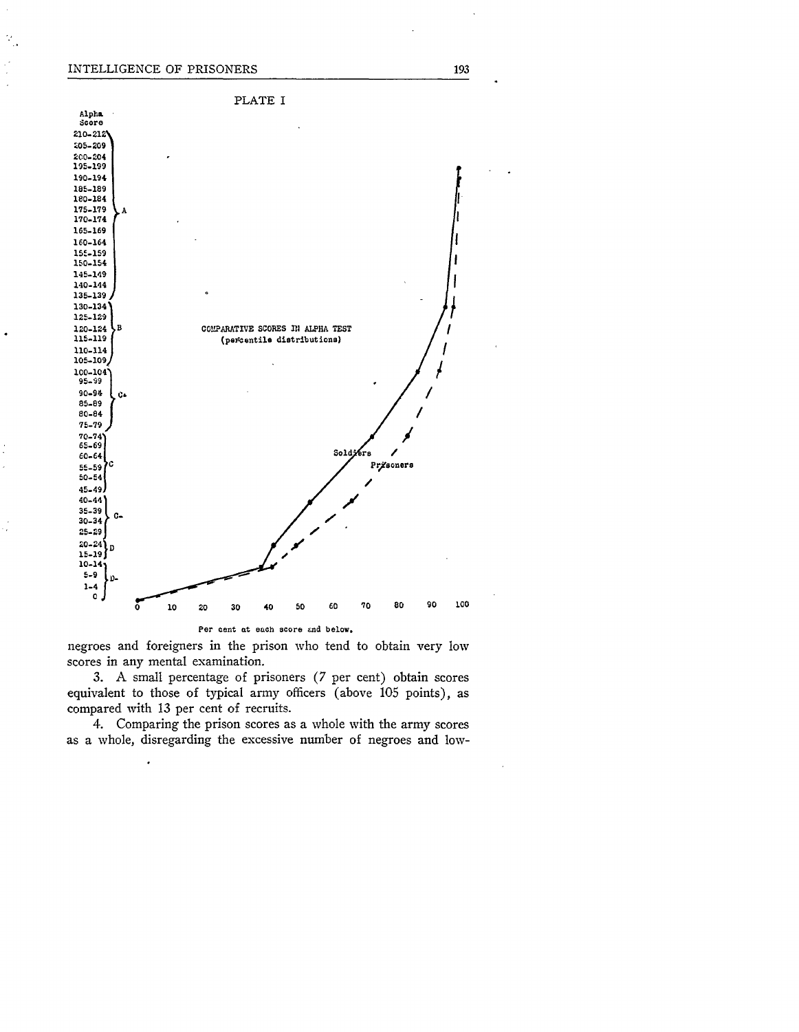PLATE I

Alpha Score

| Alpha Score | Grade |
|---|---|
| 210-212 | A |
| 205-209 | A |
| 200-204 | A |
| 195-199 | A |
| 190-194 | A |
| 185-189 | A |
| 180-184 | A |
| 175-179 | A |
| 170-174 | A |
| 165-169 | A |
| 160-164 | A |
| 155-159 | A |
| 150-154 | A |
| 145-149 | A |
| 140-144 | A |
| 135-139 | A |
| 130-134 | B |
| 125-129 | B |
| 120-124 | B |
| 115-119 | B |
| 110-114 | B |
| 105-109 | B |
| 100-104 | C+ |
| 95-99 | C+ |
| 90-94 | C+ |
| 85-89 | C+ |
| 80-84 | C+ |
| 75-79 | C+ |
| 70-74 | C |
| 65-69 | C |
| 60-64 | C |
| 55-59 | C |
| 50-54 | C |
| 45-49 | C |
| 40-44 | C- |
| 35-39 | C- |
| 30-34 | C- |
| 25-29 | C- |
| 20-24 | D |
| 15-19 | D |
| 10-14 | D- |
| 5-9 | D- |
| 1-4 | D- |
| 0 | D- |

COMPARATIVE SCORES IN ALPHA TEST (percentile distributions)

Soldiers — Prisoners

Per cent at each score and below.

negroes and foreigners in the prison who tend to obtain very low scores in any mental examination.

3. A small percentage of prisoners (7 per cent) obtain scores equivalent to those of typical army officers (above 105 points), as compared with 13 per cent of recruits.

4. Comparing the prison scores as a whole with the army scores as a whole, disregarding the excessive number of negroes and low-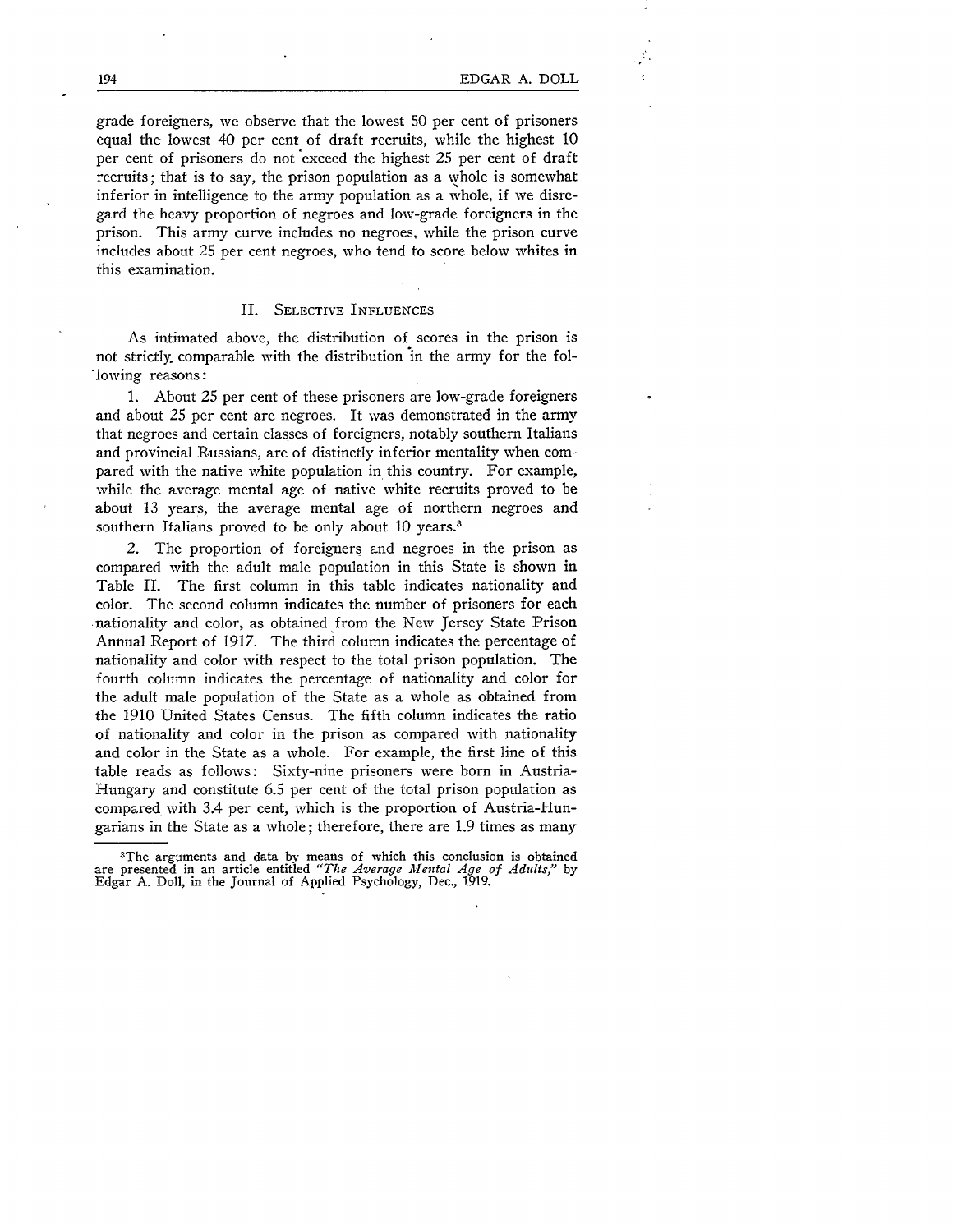grade foreigners, we observe that the lowest 50 per cent of prisoners equal the lowest 40 per cent of draft recruits, while the highest 10 per cent of prisoners do not exceed the highest 25 per cent of draft recruits; that is to say, the prison population as a whole is somewhat inferior in intelligence to the army population as a whole, if we disregard the heavy proportion of negroes and low-grade foreigners in the prison. This army curve includes no negroes, while the prison curve includes about 25 per cent negroes, who tend to score below whites in this examination.

## II. Selective Influences

As intimated above, the distribution of scores in the prison is not strictly comparable with the distribution in the army for the following reasons:

1. About 25 per cent of these prisoners are low-grade foreigners and about 25 per cent are negroes. It was demonstrated in the army that negroes and certain classes of foreigners, notably southern Italians and provincial Russians, are of distinctly inferior mentality when compared with the native white population in this country. For example, while the average mental age of native white recruits proved to be about 13 years, the average mental age of northern negroes and southern Italians proved to be only about 10 years.[3]

2. The proportion of foreigners and negroes in the prison as compared with the adult male population in this State is shown in Table II. The first column in this table indicates nationality and color. The second column indicates the number of prisoners for each nationality and color, as obtained from the New Jersey State Prison Annual Report of 1917. The third column indicates the percentage of nationality and color with respect to the total prison population. The fourth column indicates the percentage of nationality and color for the adult male population of the State as a whole as obtained from the 1910 United States Census. The fifth column indicates the ratio of nationality and color in the prison as compared with nationality and color in the State as a whole. For example, the first line of this table reads as follows: Sixty-nine prisoners were born in Austria-Hungary and constitute 6.5 per cent of the total prison population as compared with 3.4 per cent, which is the proportion of Austria-Hungarians in the State as a whole; therefore, there are 1.9 times as many

[3] The arguments and data by means of which this conclusion is obtained are presented in an article entitled *"The Average Mental Age of Adults,"* by Edgar A. Doll, in the Journal of Applied Psychology, Dec., 1919.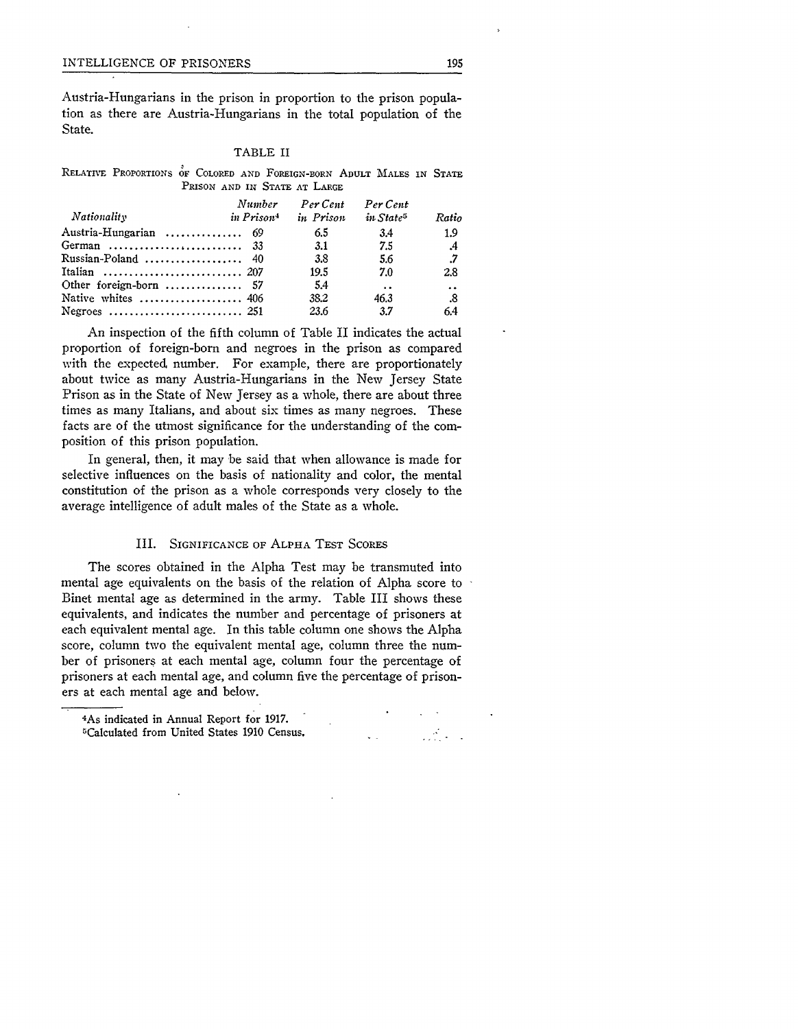Austria-Hungarians in the prison in proportion to the prison population as there are Austria-Hungarians in the total population of the State.

TABLE II

RELATIVE PROPORTIONS OF COLORED AND FOREIGN-BORN ADULT MALES IN STATE PRISON AND IN STATE AT LARGE

| *Nationality* | *Number in Prison*[4] | *Per Cent in Prison* | *Per Cent in State*[5] | *Ratio* |
|---|---|---|---|---|
| Austria-Hungarian | 69 | 6.5 | 3.4 | 1.9 |
| German | 33 | 3.1 | 7.5 | .4 |
| Russian-Poland | 40 | 3.8 | 5.6 | .7 |
| Italian | 207 | 19.5 | 7.0 | 2.8 |
| Other foreign-born | 57 | 5.4 | .. | .. |
| Native whites | 406 | 38.2 | 46.3 | .8 |
| Negroes | 251 | 23.6 | 3.7 | 6.4 |

An inspection of the fifth column of Table II indicates the actual proportion of foreign-born and negroes in the prison as compared with the expected number. For example, there are proportionately about twice as many Austria-Hungarians in the New Jersey State Prison as in the State of New Jersey as a whole, there are about three times as many Italians, and about six times as many negroes. These facts are of the utmost significance for the understanding of the composition of this prison population.

In general, then, it may be said that when allowance is made for selective influences on the basis of nationality and color, the mental constitution of the prison as a whole corresponds very closely to the average intelligence of adult males of the State as a whole.

## III. SIGNIFICANCE OF ALPHA TEST SCORES

The scores obtained in the Alpha Test may be transmuted into mental age equivalents on the basis of the relation of Alpha score to Binet mental age as determined in the army. Table III shows these equivalents, and indicates the number and percentage of prisoners at each equivalent mental age. In this table column one shows the Alpha score, column two the equivalent mental age, column three the number of prisoners at each mental age, column four the percentage of prisoners at each mental age, and column five the percentage of prisoners at each mental age and below.

---

[4]As indicated in Annual Report for 1917.

[5]Calculated from United States 1910 Census.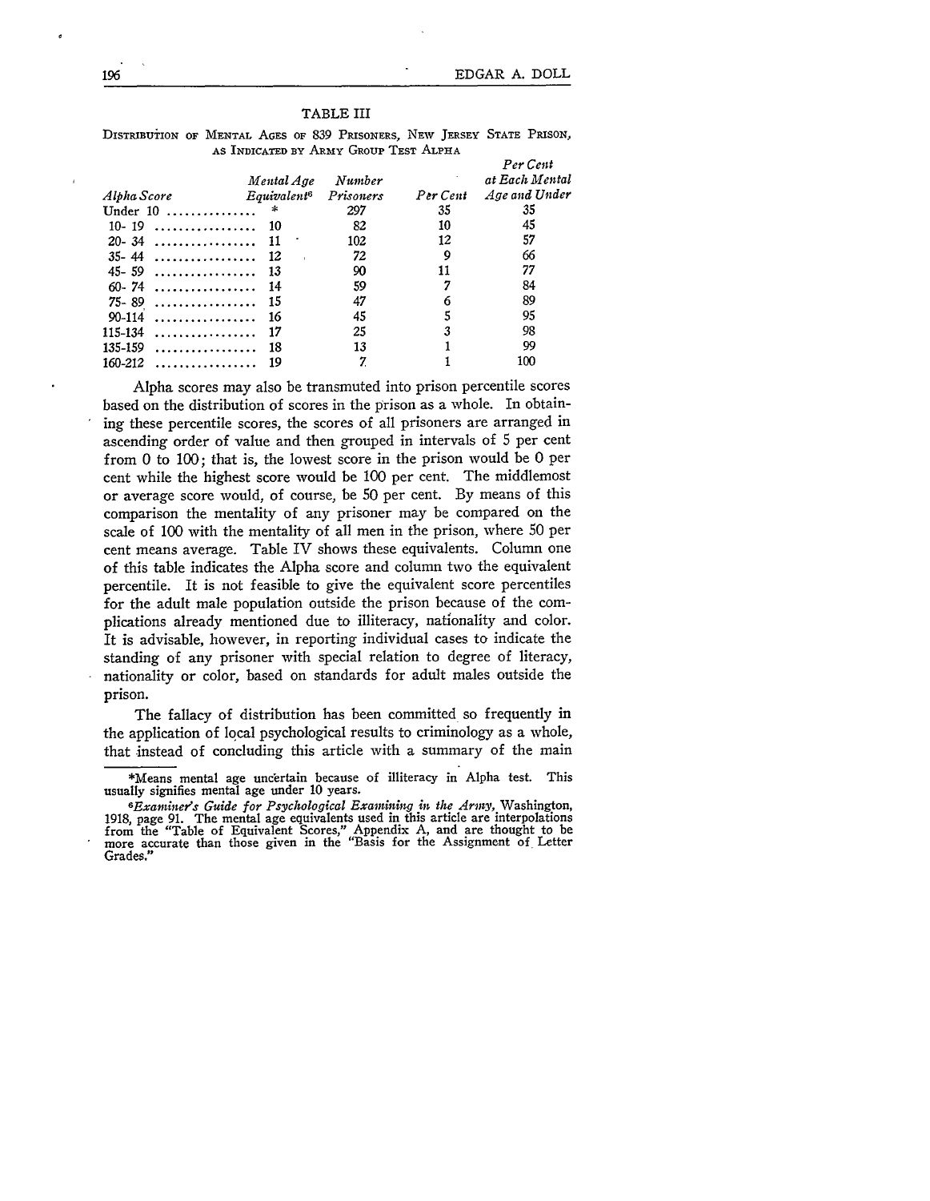TABLE III

DISTRIBUTION OF MENTAL AGES OF 839 PRISONERS, NEW JERSEY STATE PRISON, AS INDICATED BY ARMY GROUP TEST ALPHA

| *Alpha Score* | *Mental Age Equivalent*[6] | *Number Prisoners* | *Per Cent* | *Per Cent at Each Mental Age and Under* |
|---|---|---|---|---|
| Under 10 | * | 297 | 35 | 35 |
| 10- 19 | 10 | 82 | 10 | 45 |
| 20- 34 | 11 | 102 | 12 | 57 |
| 35- 44 | 12 | 72 | 9 | 66 |
| 45- 59 | 13 | 90 | 11 | 77 |
| 60- 74 | 14 | 59 | 7 | 84 |
| 75- 89 | 15 | 47 | 6 | 89 |
| 90-114 | 16 | 45 | 5 | 95 |
| 115-134 | 17 | 25 | 3 | 98 |
| 135-159 | 18 | 13 | 1 | 99 |
| 160-212 | 19 | 7 | 1 | 100 |

Alpha scores may also be transmuted into prison percentile scores based on the distribution of scores in the prison as a whole. In obtaining these percentile scores, the scores of all prisoners are arranged in ascending order of value and then grouped in intervals of 5 per cent from 0 to 100; that is, the lowest score in the prison would be 0 per cent while the highest score would be 100 per cent. The middlemost or average score would, of course, be 50 per cent. By means of this comparison the mentality of any prisoner may be compared on the scale of 100 with the mentality of all men in the prison, where 50 per cent means average. Table IV shows these equivalents. Column one of this table indicates the Alpha score and column two the equivalent percentile. It is not feasible to give the equivalent score percentiles for the adult male population outside the prison because of the complications already mentioned due to illiteracy, nationality and color. It is advisable, however, in reporting individual cases to indicate the standing of any prisoner with special relation to degree of literacy, nationality or color, based on standards for adult males outside the prison.

The fallacy of distribution has been committed so frequently in the application of local psychological results to criminology as a whole, that instead of concluding this article with a summary of the main

---

*Means mental age uncertain because of illiteracy in Alpha test. This usually signifies mental age under 10 years.

[6] *Examiner's Guide for Psychological Examining in the Army*, Washington, 1918, page 91. The mental age equivalents used in this article are interpolations from the "Table of Equivalent Scores," Appendix A, and are thought to be more accurate than those given in the "Basis for the Assignment of Letter Grades."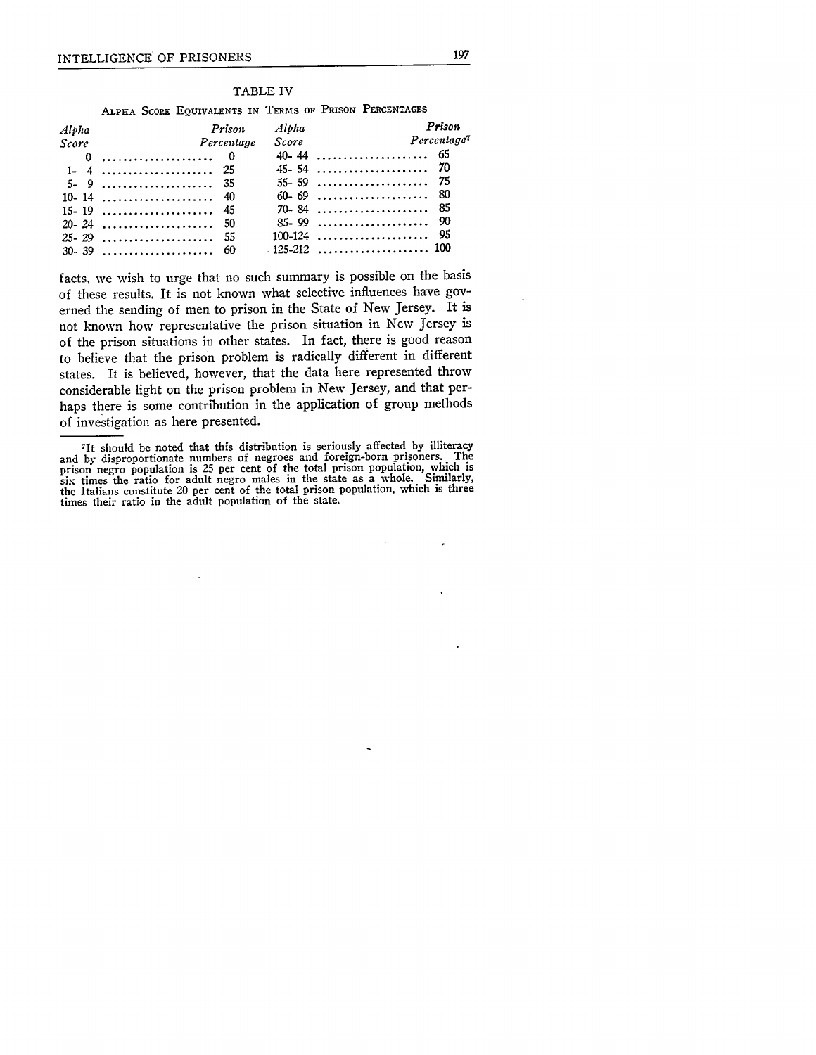TABLE IV

ALPHA SCORE EQUIVALENTS IN TERMS OF PRISON PERCENTAGES

| *Alpha Score* | *Prison Percentage* | *Alpha Score* | *Prison Percentage*[7] |
|---|---|---|---|
| 0 | 0 | 40- 44 | 65 |
| 1- 4 | 25 | 45- 54 | 70 |
| 5- 9 | 35 | 55- 59 | 75 |
| 10- 14 | 40 | 60- 69 | 80 |
| 15- 19 | 45 | 70- 84 | 85 |
| 20- 24 | 50 | 85- 99 | 90 |
| 25- 29 | 55 | 100-124 | 95 |
| 30- 39 | 60 | 125-212 | 100 |

facts, we wish to urge that no such summary is possible on the basis of these results. It is not known what selective influences have governed the sending of men to prison in the State of New Jersey. It is not known how representative the prison situation in New Jersey is of the prison situations in other states. In fact, there is good reason to believe that the prison problem is radically different in different states. It is believed, however, that the data here represented throw considerable light on the prison problem in New Jersey, and that perhaps there is some contribution in the application of group methods of investigation as here presented.

---

[7] It should be noted that this distribution is seriously affected by illiteracy and by disproportionate numbers of negroes and foreign-born prisoners. The prison negro population is 25 per cent of the total prison population, which is six times the ratio for adult negro males in the state as a whole. Similarly, the Italians constitute 20 per cent of the total prison population, which is three times their ratio in the adult population of the state.